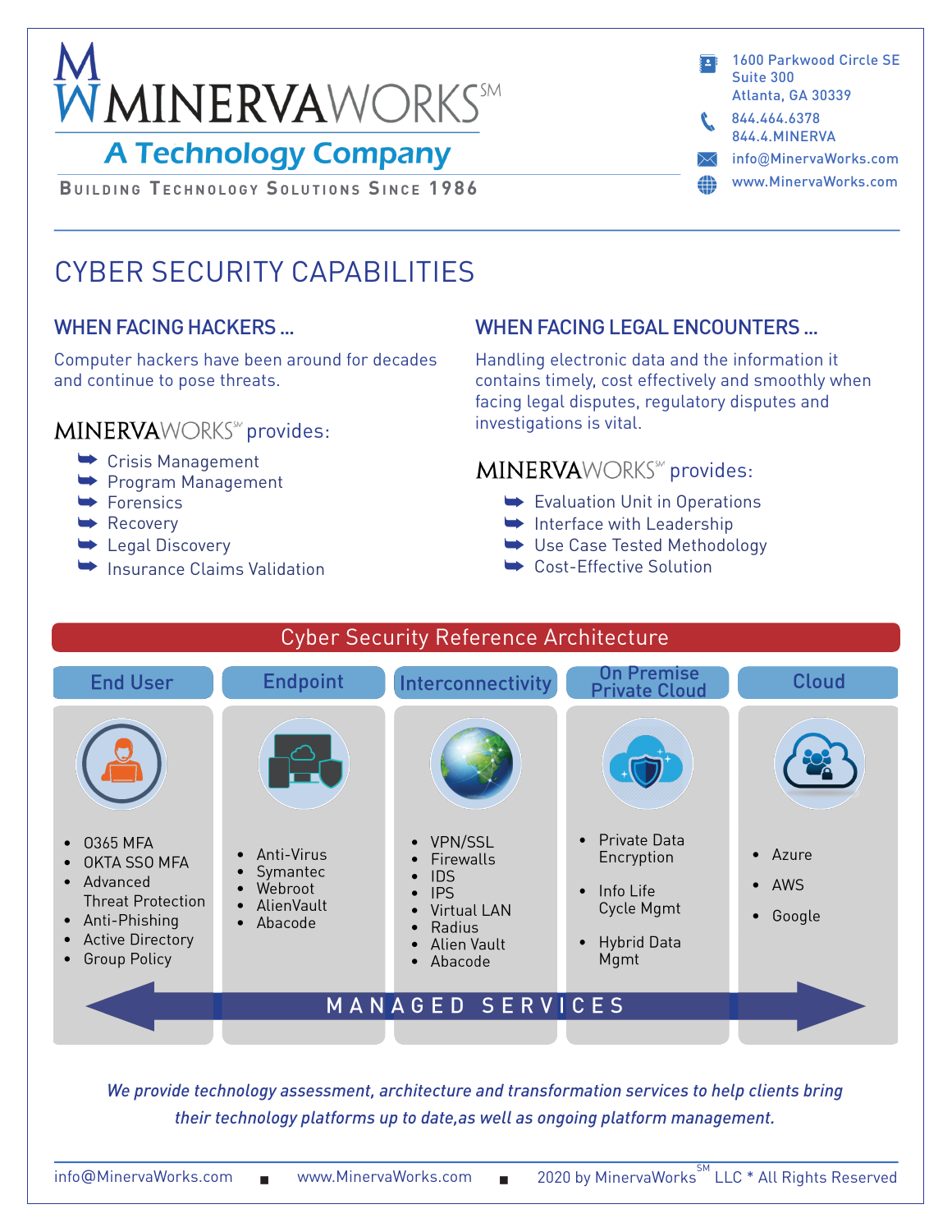# MINERVAWORKS℠

## A Technology Company

BUILDING TECHNOLOGY SOLUTIONS SINCE 1986

1600 Parkwood Circle SE
Suite 300
Atlanta, GA 30339

844.464.6378
844.4.MINERVA

info@MinervaWorks.com

www.MinervaWorks.com

# CYBER SECURITY CAPABILITIES

## WHEN FACING HACKERS ...

Computer hackers have been around for decades and continue to pose threats.

MINERVAWORKS℠ provides:

- Crisis Management
- Program Management
- Forensics
- Recovery
- Legal Discovery
- Insurance Claims Validation

## WHEN FACING LEGAL ENCOUNTERS ...

Handling electronic data and the information it contains timely, cost effectively and smoothly when facing legal disputes, regulatory disputes and investigations is vital.

MINERVAWORKS℠ provides:

- Evaluation Unit in Operations
- Interface with Leadership
- Use Case Tested Methodology
- Cost-Effective Solution

## Cyber Security Reference Architecture

| End User | Endpoint | Interconnectivity | On Premise Private Cloud | Cloud |
|---|---|---|---|---|
| O365 MFA<br>OKTA SSO MFA<br>Advanced Threat Protection<br>Anti-Phishing<br>Active Directory<br>Group Policy | Anti-Virus<br>Symantec<br>Webroot<br>AlienVault<br>Abacode | VPN/SSL<br>Firewalls<br>IDS<br>IPS<br>Virtual LAN<br>Radius<br>Alien Vault<br>Abacode | Private Data Encryption<br>Info Life Cycle Mgmt<br>Hybrid Data Mgmt | Azure<br>AWS<br>Google |

MANAGED SERVICES

*We provide technology assessment, architecture and transformation services to help clients bring their technology platforms up to date,as well as ongoing platform management.*

info@MinervaWorks.com ■ www.MinervaWorks.com ■ 2020 by MinervaWorks℠ LLC * All Rights Reserved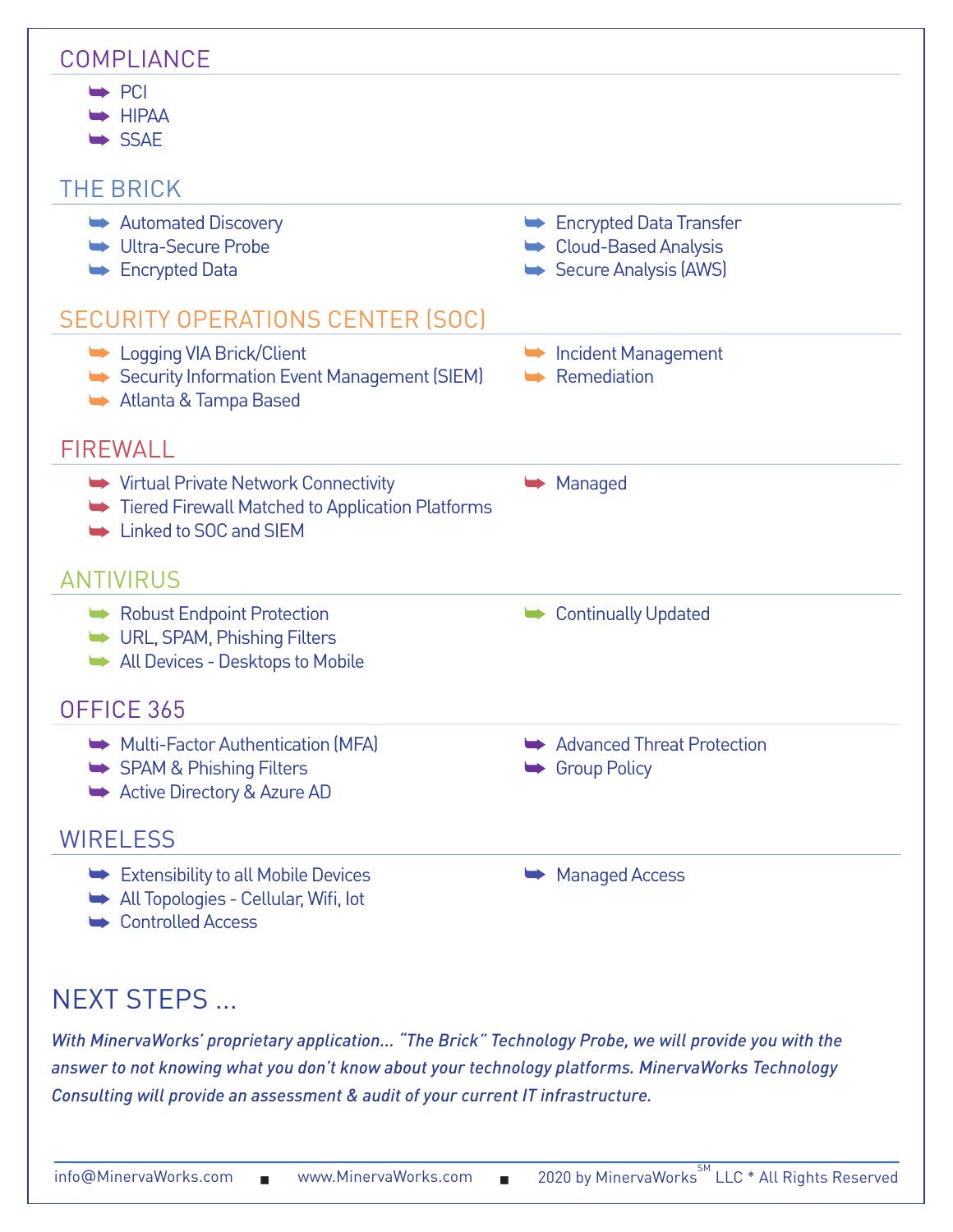## COMPLIANCE

- PCI
- HIPAA
- SSAE

## THE BRICK

- Automated Discovery
- Ultra-Secure Probe
- Encrypted Data
- Encrypted Data Transfer
- Cloud-Based Analysis
- Secure Analysis (AWS)

## SECURITY OPERATIONS CENTER (SOC)

- Logging VIA Brick/Client
- Security Information Event Management (SIEM)
- Atlanta & Tampa Based
- Incident Management
- Remediation

## FIREWALL

- Virtual Private Network Connectivity
- Tiered Firewall Matched to Application Platforms
- Linked to SOC and SIEM
- Managed

## ANTIVIRUS

- Robust Endpoint Protection
- URL, SPAM, Phishing Filters
- All Devices - Desktops to Mobile
- Continually Updated

## OFFICE 365

- Multi-Factor Authentication (MFA)
- SPAM & Phishing Filters
- Active Directory & Azure AD
- Advanced Threat Protection
- Group Policy

## WIRELESS

- Extensibility to all Mobile Devices
- All Topologies - Cellular, Wifi, Iot
- Controlled Access
- Managed Access

## NEXT STEPS ...

***With MinervaWorks' proprietary application... "The Brick" Technology Probe, we will provide you with the answer to not knowing what you don't know about your technology platforms. MinervaWorks Technology Consulting will provide an assessment & audit of your current IT infrastructure.***

info@MinervaWorks.com ■ www.MinervaWorks.com ■ 2020 by MinervaWorks[SM] LLC * All Rights Reserved